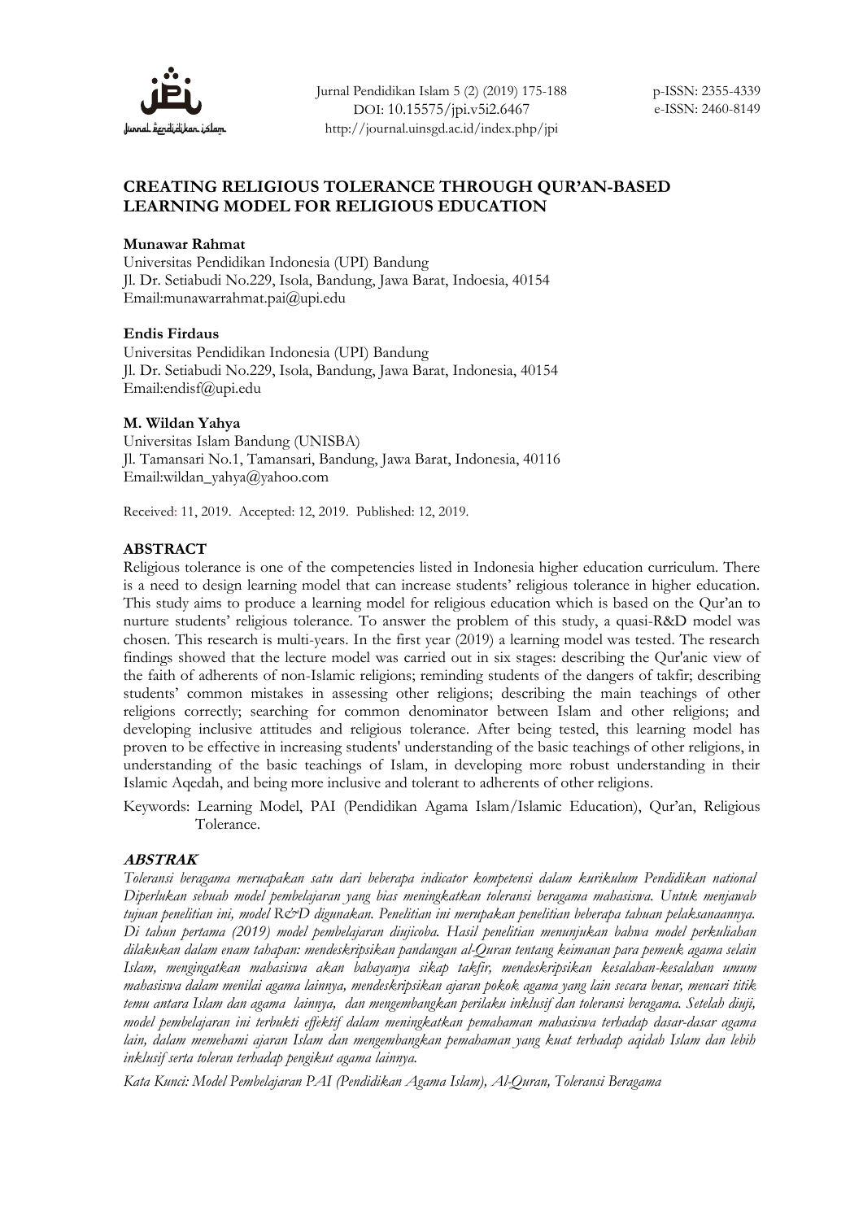# CREATING RELIGIOUS TOLERANCE THROUGH QUR'AN-BASED LEARNING MODEL FOR RELIGIOUS EDUCATION

**Munawar Rahmat**
Universitas Pendidikan Indonesia (UPI) Bandung
Jl. Dr. Setiabudi No.229, Isola, Bandung, Jawa Barat, Indoesia, 40154
Email:munawarrahmat.pai@upi.edu

**Endis Firdaus**
Universitas Pendidikan Indonesia (UPI) Bandung
Jl. Dr. Setiabudi No.229, Isola, Bandung, Jawa Barat, Indonesia, 40154
Email:endisf@upi.edu

**M. Wildan Yahya**
Universitas Islam Bandung (UNISBA)
Jl. Tamansari No.1, Tamansari, Bandung, Jawa Barat, Indonesia, 40116
Email:wildan_yahya@yahoo.com

Received: 11, 2019. Accepted: 12, 2019. Published: 12, 2019.

## ABSTRACT

Religious tolerance is one of the competencies listed in Indonesia higher education curriculum. There is a need to design learning model that can increase students' religious tolerance in higher education. This study aims to produce a learning model for religious education which is based on the Qur'an to nurture students' religious tolerance. To answer the problem of this study, a quasi-R&D model was chosen. This research is multi-years. In the first year (2019) a learning model was tested. The research findings showed that the lecture model was carried out in six stages: describing the Qur'anic view of the faith of adherents of non-Islamic religions; reminding students of the dangers of takfir; describing students' common mistakes in assessing other religions; describing the main teachings of other religions correctly; searching for common denominator between Islam and other religions; and developing inclusive attitudes and religious tolerance. After being tested, this learning model has proven to be effective in increasing students' understanding of the basic teachings of other religions, in understanding of the basic teachings of Islam, in developing more robust understanding in their Islamic Aqedah, and being more inclusive and tolerant to adherents of other religions.

Keywords: Learning Model, PAI (Pendidikan Agama Islam/Islamic Education), Qur'an, Religious Tolerance.

## *ABSTRAK*

*Toleransi beragama meruapakan satu dari beberapa indicator kompetensi dalam kurikulum Pendidikan national Diperlukan sebuah model pembelajaran yang bias meningkatkan toleransi beragama mahasiswa. Untuk menjawab tujuan penelitian ini, model R&D digunakan. Penelitian ini merupakan penelitian beberapa tahuan pelaksanaannya. Di tahun pertama (2019) model pembelajaran diujicoba. Hasil penelitian menunjukan bahwa model perkuliahan dilakukan dalam enam tahapan: mendeskripsikan pandangan al-Quran tentang keimanan para pemeuk agama selain Islam, mengingatkan mahasiswa akan bahayanya sikap takfir, mendeskripsikan kesalahan-kesalahan umum mahasiswa dalam menilai agama lainnya, mendeskripsikan ajaran pokok agama yang lain secara benar, mencari titik temu antara Islam dan agama lainnya, dan mengembangkan perilaku inklusif dan toleransi beragama. Setelah diuji, model pembelajaran ini terbukti effektif dalam meningkatkan pemahaman mahasiswa terhadap dasar-dasar agama lain, dalam memehami ajaran Islam dan mengembangkan pemahaman yang kuat terhadap aqidah Islam dan lebih inklusif serta toleran terhadap pengikut agama lainnya.*

*Kata Kunci: Model Pembelajaran PAI (Pendidikan Agama Islam), Al-Quran, Toleransi Beragama*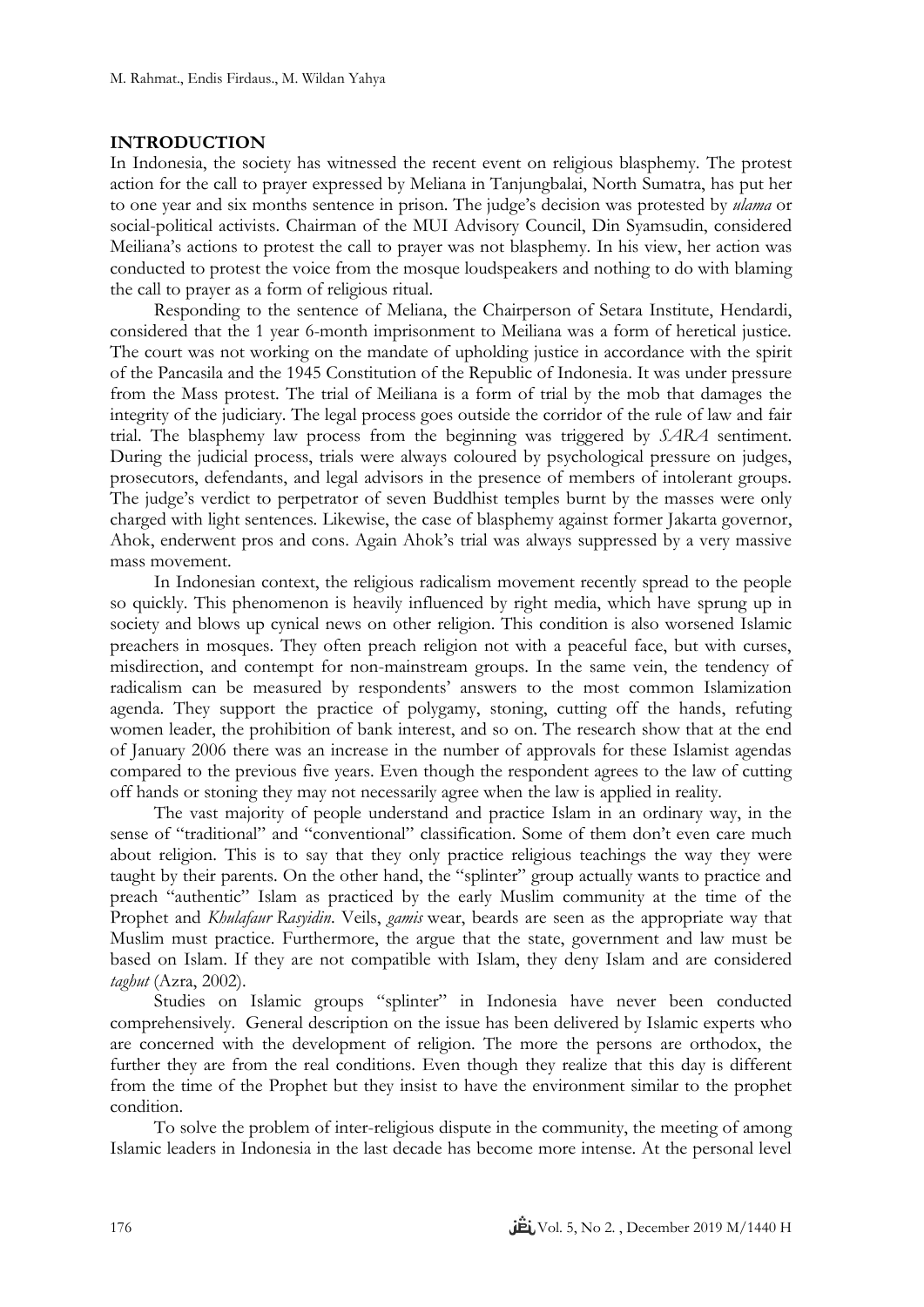## INTRODUCTION

In Indonesia, the society has witnessed the recent event on religious blasphemy. The protest action for the call to prayer expressed by Meliana in Tanjungbalai, North Sumatra, has put her to one year and six months sentence in prison. The judge's decision was protested by *ulama* or social-political activists. Chairman of the MUI Advisory Council, Din Syamsudin, considered Meiliana's actions to protest the call to prayer was not blasphemy. In his view, her action was conducted to protest the voice from the mosque loudspeakers and nothing to do with blaming the call to prayer as a form of religious ritual.

Responding to the sentence of Meliana, the Chairperson of Setara Institute, Hendardi, considered that the 1 year 6-month imprisonment to Meiliana was a form of heretical justice. The court was not working on the mandate of upholding justice in accordance with the spirit of the Pancasila and the 1945 Constitution of the Republic of Indonesia. It was under pressure from the Mass protest. The trial of Meiliana is a form of trial by the mob that damages the integrity of the judiciary. The legal process goes outside the corridor of the rule of law and fair trial. The blasphemy law process from the beginning was triggered by *SARA* sentiment. During the judicial process, trials were always coloured by psychological pressure on judges, prosecutors, defendants, and legal advisors in the presence of members of intolerant groups. The judge's verdict to perpetrator of seven Buddhist temples burnt by the masses were only charged with light sentences. Likewise, the case of blasphemy against former Jakarta governor, Ahok, enderwent pros and cons. Again Ahok's trial was always suppressed by a very massive mass movement.

In Indonesian context, the religious radicalism movement recently spread to the people so quickly. This phenomenon is heavily influenced by right media, which have sprung up in society and blows up cynical news on other religion. This condition is also worsened Islamic preachers in mosques. They often preach religion not with a peaceful face, but with curses, misdirection, and contempt for non-mainstream groups. In the same vein, the tendency of radicalism can be measured by respondents' answers to the most common Islamization agenda. They support the practice of polygamy, stoning, cutting off the hands, refuting women leader, the prohibition of bank interest, and so on. The research show that at the end of January 2006 there was an increase in the number of approvals for these Islamist agendas compared to the previous five years. Even though the respondent agrees to the law of cutting off hands or stoning they may not necessarily agree when the law is applied in reality.

The vast majority of people understand and practice Islam in an ordinary way, in the sense of "traditional" and "conventional" classification. Some of them don't even care much about religion. This is to say that they only practice religious teachings the way they were taught by their parents. On the other hand, the "splinter" group actually wants to practice and preach "authentic" Islam as practiced by the early Muslim community at the time of the Prophet and *Khulafaur Rasyidin*. Veils, *gamis* wear, beards are seen as the appropriate way that Muslim must practice. Furthermore, the argue that the state, government and law must be based on Islam. If they are not compatible with Islam, they deny Islam and are considered *taghut* (Azra, 2002).

Studies on Islamic groups "splinter" in Indonesia have never been conducted comprehensively. General description on the issue has been delivered by Islamic experts who are concerned with the development of religion. The more the persons are orthodox, the further they are from the real conditions. Even though they realize that this day is different from the time of the Prophet but they insist to have the environment similar to the prophet condition.

To solve the problem of inter-religious dispute in the community, the meeting of among Islamic leaders in Indonesia in the last decade has become more intense. At the personal level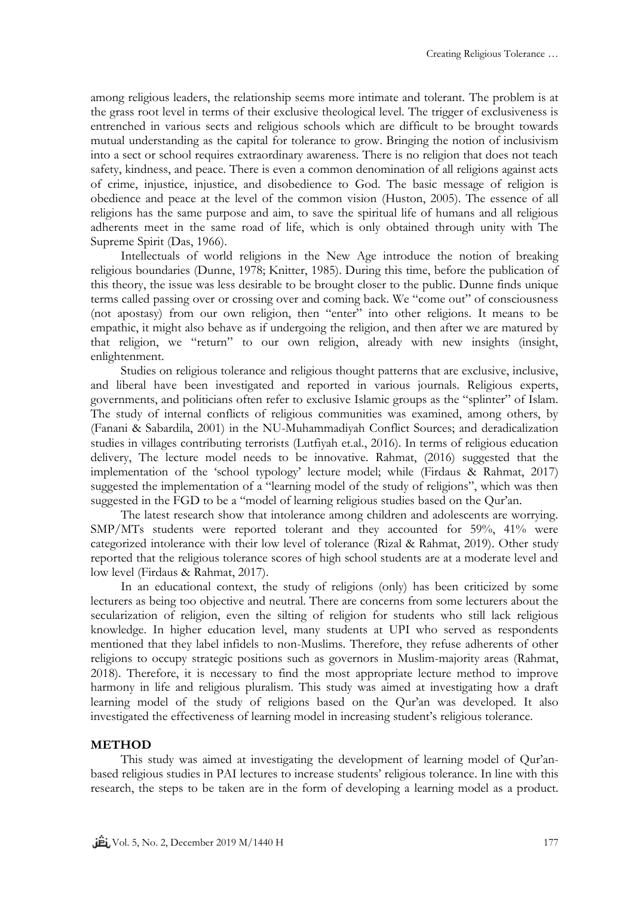among religious leaders, the relationship seems more intimate and tolerant. The problem is at the grass root level in terms of their exclusive theological level. The trigger of exclusiveness is entrenched in various sects and religious schools which are difficult to be brought towards mutual understanding as the capital for tolerance to grow. Bringing the notion of inclusivism into a sect or school requires extraordinary awareness. There is no religion that does not teach safety, kindness, and peace. There is even a common denomination of all religions against acts of crime, injustice, injustice, and disobedience to God. The basic message of religion is obedience and peace at the level of the common vision (Huston, 2005). The essence of all religions has the same purpose and aim, to save the spiritual life of humans and all religious adherents meet in the same road of life, which is only obtained through unity with The Supreme Spirit (Das, 1966).

Intellectuals of world religions in the New Age introduce the notion of breaking religious boundaries (Dunne, 1978; Knitter, 1985). During this time, before the publication of this theory, the issue was less desirable to be brought closer to the public. Dunne finds unique terms called passing over or crossing over and coming back. We "come out" of consciousness (not apostasy) from our own religion, then "enter" into other religions. It means to be empathic, it might also behave as if undergoing the religion, and then after we are matured by that religion, we "return" to our own religion, already with new insights (insight, enlightenment.

Studies on religious tolerance and religious thought patterns that are exclusive, inclusive, and liberal have been investigated and reported in various journals. Religious experts, governments, and politicians often refer to exclusive Islamic groups as the "splinter" of Islam. The study of internal conflicts of religious communities was examined, among others, by (Fanani & Sabardila, 2001) in the NU-Muhammadiyah Conflict Sources; and deradicalization studies in villages contributing terrorists (Lutfiyah et.al., 2016). In terms of religious education delivery, The lecture model needs to be innovative. Rahmat, (2016) suggested that the implementation of the 'school typology' lecture model; while (Firdaus & Rahmat, 2017) suggested the implementation of a "learning model of the study of religions", which was then suggested in the FGD to be a "model of learning religious studies based on the Qur'an.

The latest research show that intolerance among children and adolescents are worrying. SMP/MTs students were reported tolerant and they accounted for 59%, 41% were categorized intolerance with their low level of tolerance (Rizal & Rahmat, 2019). Other study reported that the religious tolerance scores of high school students are at a moderate level and low level (Firdaus & Rahmat, 2017).

In an educational context, the study of religions (only) has been criticized by some lecturers as being too objective and neutral. There are concerns from some lecturers about the secularization of religion, even the silting of religion for students who still lack religious knowledge. In higher education level, many students at UPI who served as respondents mentioned that they label infidels to non-Muslims. Therefore, they refuse adherents of other religions to occupy strategic positions such as governors in Muslim-majority areas (Rahmat, 2018). Therefore, it is necessary to find the most appropriate lecture method to improve harmony in life and religious pluralism. This study was aimed at investigating how a draft learning model of the study of religions based on the Qur'an was developed. It also investigated the effectiveness of learning model in increasing student's religious tolerance.

## METHOD

This study was aimed at investigating the development of learning model of Qur'an-based religious studies in PAI lectures to increase students' religious tolerance. In line with this research, the steps to be taken are in the form of developing a learning model as a product.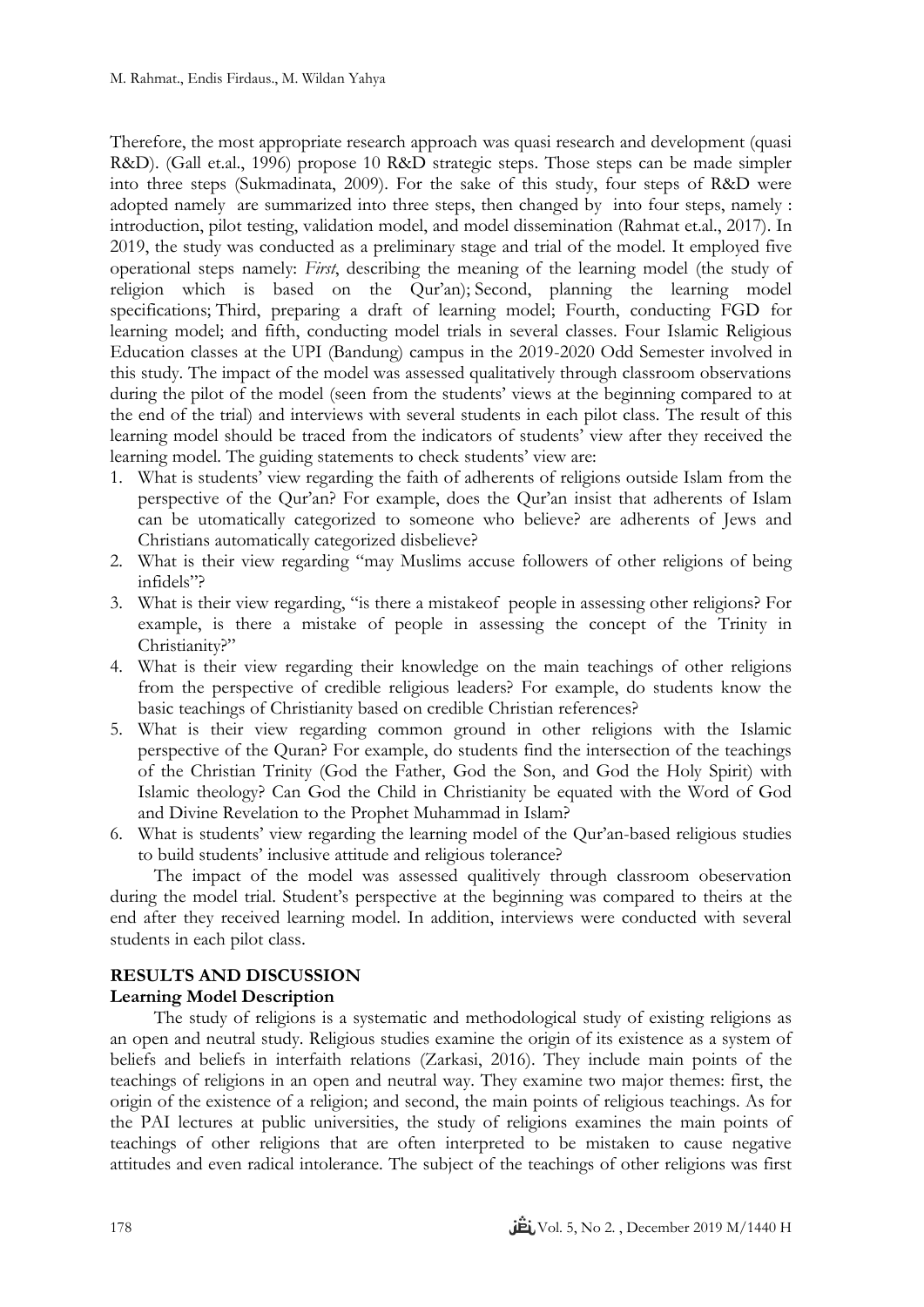Therefore, the most appropriate research approach was quasi research and development (quasi R&D). (Gall et.al., 1996) propose 10 R&D strategic steps. Those steps can be made simpler into three steps (Sukmadinata, 2009). For the sake of this study, four steps of R&D were adopted namely are summarized into three steps, then changed by into four steps, namely : introduction, pilot testing, validation model, and model dissemination (Rahmat et.al., 2017). In 2019, the study was conducted as a preliminary stage and trial of the model. It employed five operational steps namely: *First*, describing the meaning of the learning model (the study of religion which is based on the Qur'an); Second, planning the learning model specifications; Third, preparing a draft of learning model; Fourth, conducting FGD for learning model; and fifth, conducting model trials in several classes. Four Islamic Religious Education classes at the UPI (Bandung) campus in the 2019-2020 Odd Semester involved in this study. The impact of the model was assessed qualitatively through classroom observations during the pilot of the model (seen from the students' views at the beginning compared to at the end of the trial) and interviews with several students in each pilot class. The result of this learning model should be traced from the indicators of students' view after they received the learning model. The guiding statements to check students' view are:

1. What is students' view regarding the faith of adherents of religions outside Islam from the perspective of the Qur'an? For example, does the Qur'an insist that adherents of Islam can be utomatically categorized to someone who believe? are adherents of Jews and Christians automatically categorized disbelieve?
2. What is their view regarding "may Muslims accuse followers of other religions of being infidels"?
3. What is their view regarding, "is there a mistakeof people in assessing other religions? For example, is there a mistake of people in assessing the concept of the Trinity in Christianity?"
4. What is their view regarding their knowledge on the main teachings of other religions from the perspective of credible religious leaders? For example, do students know the basic teachings of Christianity based on credible Christian references?
5. What is their view regarding common ground in other religions with the Islamic perspective of the Quran? For example, do students find the intersection of the teachings of the Christian Trinity (God the Father, God the Son, and God the Holy Spirit) with Islamic theology? Can God the Child in Christianity be equated with the Word of God and Divine Revelation to the Prophet Muhammad in Islam?
6. What is students' view regarding the learning model of the Qur'an-based religious studies to build students' inclusive attitude and religious tolerance?

The impact of the model was assessed qualitively through classroom obeservation during the model trial. Student's perspective at the beginning was compared to theirs at the end after they received learning model. In addition, interviews were conducted with several students in each pilot class.

## RESULTS AND DISCUSSION

### Learning Model Description

The study of religions is a systematic and methodological study of existing religions as an open and neutral study. Religious studies examine the origin of its existence as a system of beliefs and beliefs in interfaith relations (Zarkasi, 2016). They include main points of the teachings of religions in an open and neutral way. They examine two major themes: first, the origin of the existence of a religion; and second, the main points of religious teachings. As for the PAI lectures at public universities, the study of religions examines the main points of teachings of other religions that are often interpreted to be mistaken to cause negative attitudes and even radical intolerance. The subject of the teachings of other religions was first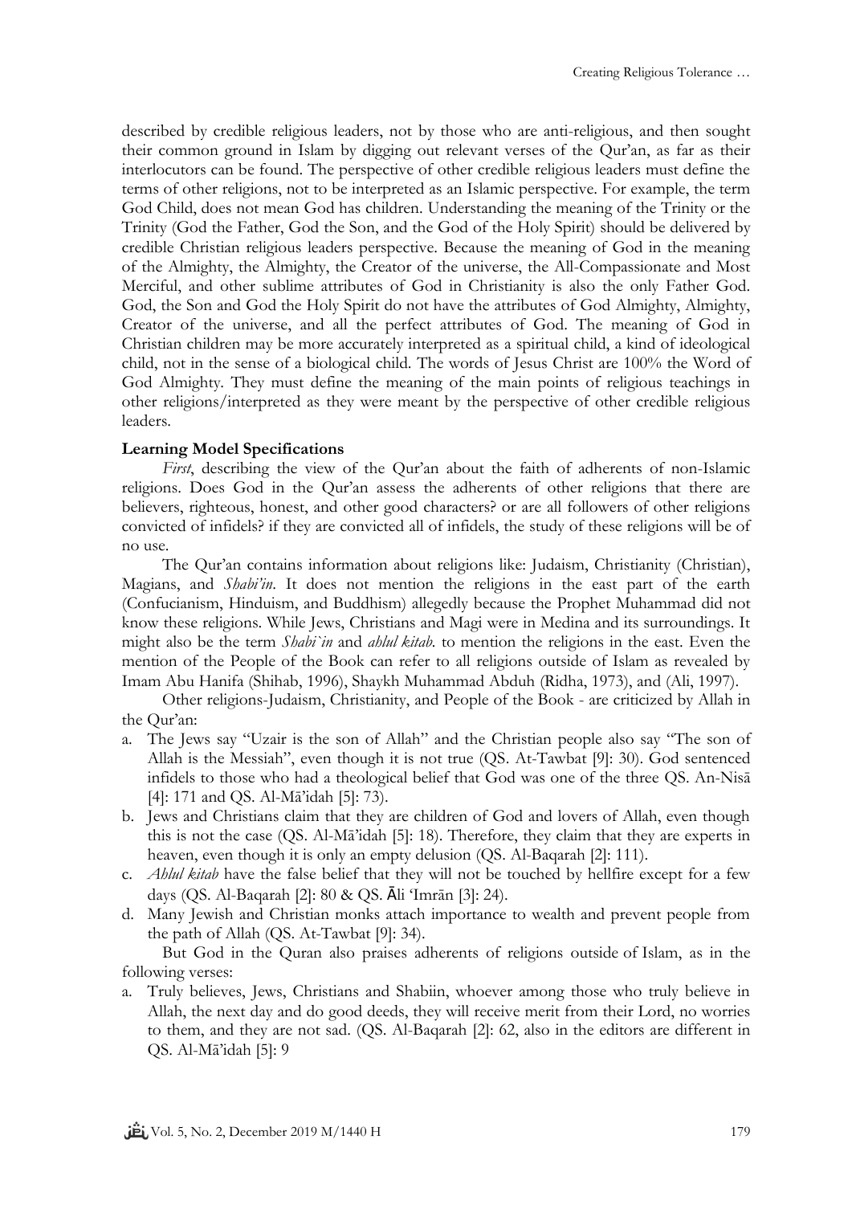described by credible religious leaders, not by those who are anti-religious, and then sought their common ground in Islam by digging out relevant verses of the Qur'an, as far as their interlocutors can be found. The perspective of other credible religious leaders must define the terms of other religions, not to be interpreted as an Islamic perspective. For example, the term God Child, does not mean God has children. Understanding the meaning of the Trinity or the Trinity (God the Father, God the Son, and the God of the Holy Spirit) should be delivered by credible Christian religious leaders perspective. Because the meaning of God in the meaning of the Almighty, the Almighty, the Creator of the universe, the All-Compassionate and Most Merciful, and other sublime attributes of God in Christianity is also the only Father God. God, the Son and God the Holy Spirit do not have the attributes of God Almighty, Almighty, Creator of the universe, and all the perfect attributes of God. The meaning of God in Christian children may be more accurately interpreted as a spiritual child, a kind of ideological child, not in the sense of a biological child. The words of Jesus Christ are 100% the Word of God Almighty. They must define the meaning of the main points of religious teachings in other religions/interpreted as they were meant by the perspective of other credible religious leaders.

**Learning Model Specifications**

*First*, describing the view of the Qur'an about the faith of adherents of non-Islamic religions. Does God in the Qur'an assess the adherents of other religions that there are believers, righteous, honest, and other good characters? or are all followers of other religions convicted of infidels? if they are convicted all of infidels, the study of these religions will be of no use.

The Qur'an contains information about religions like: Judaism, Christianity (Christian), Magians, and *Shabi'in*. It does not mention the religions in the east part of the earth (Confucianism, Hinduism, and Buddhism) allegedly because the Prophet Muhammad did not know these religions. While Jews, Christians and Magi were in Medina and its surroundings. It might also be the term *Shabi`in* and *ahlul kitab.* to mention the religions in the east. Even the mention of the People of the Book can refer to all religions outside of Islam as revealed by Imam Abu Hanifa (Shihab, 1996), Shaykh Muhammad Abduh (Ridha, 1973), and (Ali, 1997).

Other religions-Judaism, Christianity, and People of the Book - are criticized by Allah in the Qur'an:

a. The Jews say "Uzair is the son of Allah" and the Christian people also say "The son of Allah is the Messiah", even though it is not true (QS. At-Tawbat [9]: 30). God sentenced infidels to those who had a theological belief that God was one of the three QS. An-Nisā [4]: 171 and QS. Al-Mā'idah [5]: 73).
b. Jews and Christians claim that they are children of God and lovers of Allah, even though this is not the case (QS. Al-Mā'idah [5]: 18). Therefore, they claim that they are experts in heaven, even though it is only an empty delusion (QS. Al-Baqarah [2]: 111).
c. *Ahlul kitab* have the false belief that they will not be touched by hellfire except for a few days (QS. Al-Baqarah [2]: 80 & QS. Āli 'Imrān [3]: 24).
d. Many Jewish and Christian monks attach importance to wealth and prevent people from the path of Allah (QS. At-Tawbat [9]: 34).

But God in the Quran also praises adherents of religions outside of Islam, as in the following verses:

a. Truly believes, Jews, Christians and Shabiin, whoever among those who truly believe in Allah, the next day and do good deeds, they will receive merit from their Lord, no worries to them, and they are not sad. (QS. Al-Baqarah [2]: 62, also in the editors are different in QS. Al-Mā'idah [5]: 9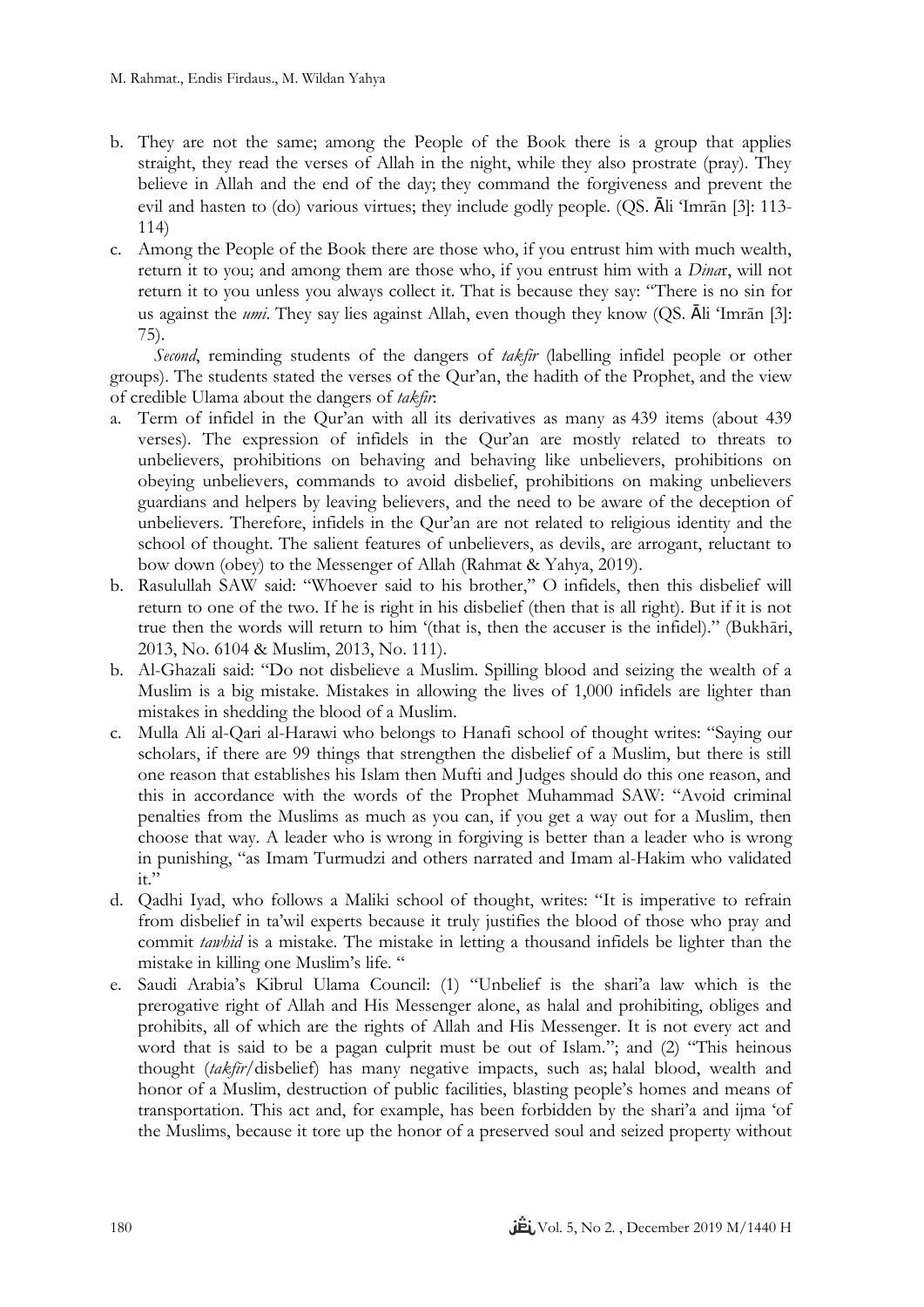b. They are not the same; among the People of the Book there is a group that applies straight, they read the verses of Allah in the night, while they also prostrate (pray). They believe in Allah and the end of the day; they command the forgiveness and prevent the evil and hasten to (do) various virtues; they include godly people. (QS. Āli 'Imrān [3]: 113-114)

c. Among the People of the Book there are those who, if you entrust him with much wealth, return it to you; and among them are those who, if you entrust him with a *Dinar*, will not return it to you unless you always collect it. That is because they say: "There is no sin for us against the *umi*. They say lies against Allah, even though they know (QS. Āli 'Imrān [3]: 75).

*Second*, reminding students of the dangers of *takfir* (labelling infidel people or other groups). The students stated the verses of the Qur'an, the hadith of the Prophet, and the view of credible Ulama about the dangers of *takfir*:

a. Term of infidel in the Qur'an with all its derivatives as many as 439 items (about 439 verses). The expression of infidels in the Qur'an are mostly related to threats to unbelievers, prohibitions on behaving and behaving like unbelievers, prohibitions on obeying unbelievers, commands to avoid disbelief, prohibitions on making unbelievers guardians and helpers by leaving believers, and the need to be aware of the deception of unbelievers. Therefore, infidels in the Qur'an are not related to religious identity and the school of thought. The salient features of unbelievers, as devils, are arrogant, reluctant to bow down (obey) to the Messenger of Allah (Rahmat & Yahya, 2019).

b. Rasulullah SAW said: "Whoever said to his brother," O infidels, then this disbelief will return to one of the two. If he is right in his disbelief (then that is all right). But if it is not true then the words will return to him '(that is, then the accuser is the infidel)." (Bukhāri, 2013, No. 6104 & Muslim, 2013, No. 111).

b. Al-Ghazali said: "Do not disbelieve a Muslim. Spilling blood and seizing the wealth of a Muslim is a big mistake. Mistakes in allowing the lives of 1,000 infidels are lighter than mistakes in shedding the blood of a Muslim.

c. Mulla Ali al-Qari al-Harawi who belongs to Hanafi school of thought writes: "Saying our scholars, if there are 99 things that strengthen the disbelief of a Muslim, but there is still one reason that establishes his Islam then Mufti and Judges should do this one reason, and this in accordance with the words of the Prophet Muhammad SAW: "Avoid criminal penalties from the Muslims as much as you can, if you get a way out for a Muslim, then choose that way. A leader who is wrong in forgiving is better than a leader who is wrong in punishing, "as Imam Turmudzi and others narrated and Imam al-Hakim who validated it."

d. Qadhi Iyad, who follows a Maliki school of thought, writes: "It is imperative to refrain from disbelief in ta'wil experts because it truly justifies the blood of those who pray and commit *tawhid* is a mistake. The mistake in letting a thousand infidels be lighter than the mistake in killing one Muslim's life. "

e. Saudi Arabia's Kibrul Ulama Council: (1) "Unbelief is the shari'a law which is the prerogative right of Allah and His Messenger alone, as halal and prohibiting, obliges and prohibits, all of which are the rights of Allah and His Messenger. It is not every act and word that is said to be a pagan culprit must be out of Islam."; and (2) "This heinous thought (*takfir*/disbelief) has many negative impacts, such as; halal blood, wealth and honor of a Muslim, destruction of public facilities, blasting people's homes and means of transportation. This act and, for example, has been forbidden by the shari'a and ijma 'of the Muslims, because it tore up the honor of a preserved soul and seized property without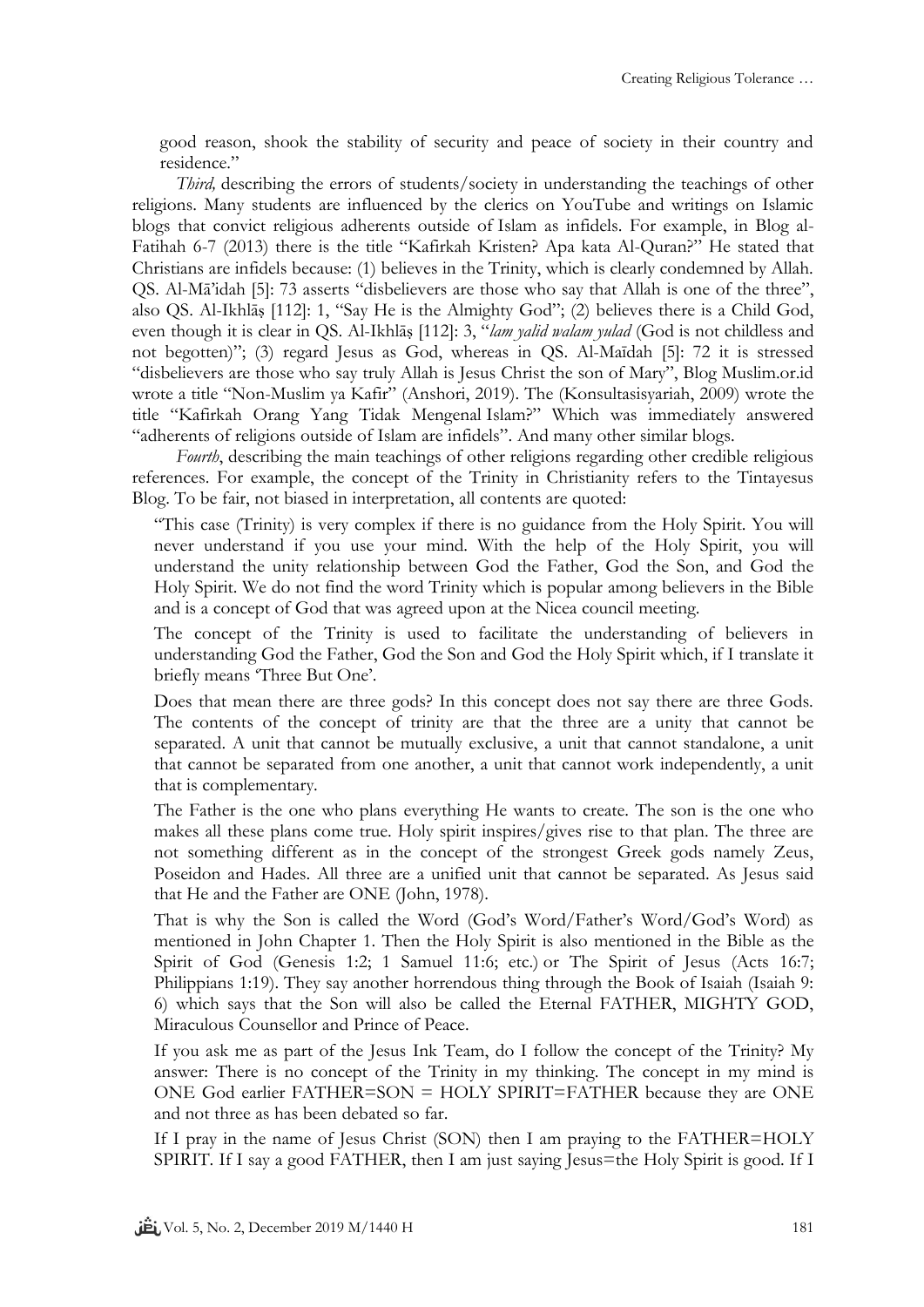good reason, shook the stability of security and peace of society in their country and residence."

*Third,* describing the errors of students/society in understanding the teachings of other religions. Many students are influenced by the clerics on YouTube and writings on Islamic blogs that convict religious adherents outside of Islam as infidels. For example, in Blog al-Fatihah 6-7 (2013) there is the title "Kafirkah Kristen? Apa kata Al-Quran?" He stated that Christians are infidels because: (1) believes in the Trinity, which is clearly condemned by Allah. QS. Al-Mā'idah [5]: 73 asserts "disbelievers are those who say that Allah is one of the three", also QS. Al-Ikhlāṣ [112]: 1, "Say He is the Almighty God"; (2) believes there is a Child God, even though it is clear in QS. Al-Ikhlāṣ [112]: 3, "*lam yalid walam yulad* (God is not childless and not begotten)"; (3) regard Jesus as God, whereas in QS. Al-Maīdah [5]: 72 it is stressed "disbelievers are those who say truly Allah is Jesus Christ the son of Mary", Blog Muslim.or.id wrote a title "Non-Muslim ya Kafir" (Anshori, 2019). The (Konsultasisyariah, 2009) wrote the title "Kafirkah Orang Yang Tidak Mengenal Islam?" Which was immediately answered "adherents of religions outside of Islam are infidels". And many other similar blogs.

*Fourth*, describing the main teachings of other religions regarding other credible religious references. For example, the concept of the Trinity in Christianity refers to the Tintayesus Blog. To be fair, not biased in interpretation, all contents are quoted:

> "This case (Trinity) is very complex if there is no guidance from the Holy Spirit. You will never understand if you use your mind. With the help of the Holy Spirit, you will understand the unity relationship between God the Father, God the Son, and God the Holy Spirit. We do not find the word Trinity which is popular among believers in the Bible and is a concept of God that was agreed upon at the Nicea council meeting.
>
> The concept of the Trinity is used to facilitate the understanding of believers in understanding God the Father, God the Son and God the Holy Spirit which, if I translate it briefly means 'Three But One'.
>
> Does that mean there are three gods? In this concept does not say there are three Gods. The contents of the concept of trinity are that the three are a unity that cannot be separated. A unit that cannot be mutually exclusive, a unit that cannot standalone, a unit that cannot be separated from one another, a unit that cannot work independently, a unit that is complementary.
>
> The Father is the one who plans everything He wants to create. The son is the one who makes all these plans come true. Holy spirit inspires/gives rise to that plan. The three are not something different as in the concept of the strongest Greek gods namely Zeus, Poseidon and Hades. All three are a unified unit that cannot be separated. As Jesus said that He and the Father are ONE (John, 1978).
>
> That is why the Son is called the Word (God's Word/Father's Word/God's Word) as mentioned in John Chapter 1. Then the Holy Spirit is also mentioned in the Bible as the Spirit of God (Genesis 1:2; 1 Samuel 11:6; etc.) or The Spirit of Jesus (Acts 16:7; Philippians 1:19). They say another horrendous thing through the Book of Isaiah (Isaiah 9: 6) which says that the Son will also be called the Eternal FATHER, MIGHTY GOD, Miraculous Counsellor and Prince of Peace.
>
> If you ask me as part of the Jesus Ink Team, do I follow the concept of the Trinity? My answer: There is no concept of the Trinity in my thinking. The concept in my mind is ONE God earlier FATHER=SON = HOLY SPIRIT=FATHER because they are ONE and not three as has been debated so far.
>
> If I pray in the name of Jesus Christ (SON) then I am praying to the FATHER=HOLY SPIRIT. If I say a good FATHER, then I am just saying Jesus=the Holy Spirit is good. If I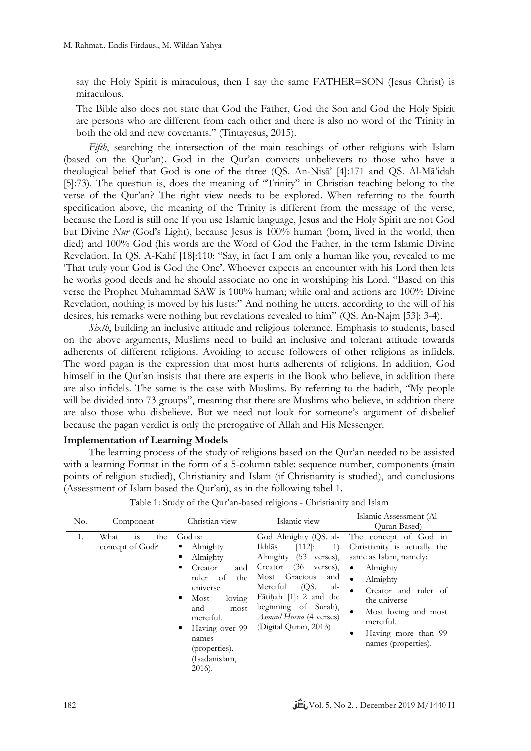say the Holy Spirit is miraculous, then I say the same FATHER=SON (Jesus Christ) is miraculous.

The Bible also does not state that God the Father, God the Son and God the Holy Spirit are persons who are different from each other and there is also no word of the Trinity in both the old and new covenants." (Tintayesus, 2015).

*Fifth*, searching the intersection of the main teachings of other religions with Islam (based on the Qur'an). God in the Qur'an convicts unbelievers to those who have a theological belief that God is one of the three (QS. An-Nisā' [4]:171 and QS. Al-Mā'idah [5]:73). The question is, does the meaning of "Trinity" in Christian teaching belong to the verse of the Qur'an? The right view needs to be explored. When referring to the fourth specification above, the meaning of the Trinity is different from the message of the verse, because the Lord is still one If you use Islamic language, Jesus and the Holy Spirit are not God but Divine *Nur* (God's Light), because Jesus is 100% human (born, lived in the world, then died) and 100% God (his words are the Word of God the Father, in the term Islamic Divine Revelation. In QS. A-Kahf [18]:110: "Say, in fact I am only a human like you, revealed to me 'That truly your God is God the One'. Whoever expects an encounter with his Lord then lets he works good deeds and he should associate no one in worshiping his Lord. "Based on this verse the Prophet Muhammad SAW is 100% human; while oral and actions are 100% Divine Revelation, nothing is moved by his lusts:" And nothing he utters. according to the will of his desires, his remarks were nothing but revelations revealed to him" (QS. An-Najm [53]: 3-4).

*Sixth*, building an inclusive attitude and religious tolerance. Emphasis to students, based on the above arguments, Muslims need to build an inclusive and tolerant attitude towards adherents of different religions. Avoiding to accuse followers of other religions as infidels. The word pagan is the expression that most hurts adherents of religions. In addition, God himself in the Qur'an insists that there are experts in the Book who believe, in addition there are also infidels. The same is the case with Muslims. By referring to the hadith, "My people will be divided into 73 groups", meaning that there are Muslims who believe, in addition there are also those who disbelieve. But we need not look for someone's argument of disbelief because the pagan verdict is only the prerogative of Allah and His Messenger.

**Implementation of Learning Models**

The learning process of the study of religions based on the Qur'an needed to be assisted with a learning Format in the form of a 5-column table: sequence number, components (main points of religion studied), Christianity and Islam (if Christianity is studied), and conclusions (Assessment of Islam based the Qur'an), as in the following tabel 1.

Table 1: Study of the Qur'an-based religions - Christianity and Islam

| No. | Component | Christian view | Islamic view | Islamic Assessment (Al-Quran Based) |
|---|---|---|---|---|
| 1. | What is the concept of God? | God is:<br>▪ Almighty<br>▪ Almighty<br>▪ Creator and ruler of the universe<br>▪ Most loving and most merciful.<br>▪ Having over 99 names (properties). (Isadanislam, 2016). | God Almighty (QS. al-Ikhlāṣ [112]: 1) Almighty (53 verses), Creator (36 verses), Most Gracious and Merciful (QS. al-Fātiḥah [1]: 2 and the beginning of Surah), *Asmaul Husna* (4 verses) (Digital Quran, 2013) | The concept of God in Christianity is actually the same as Islam, namely:<br>• Almighty<br>• Almighty<br>• Creator and ruler of the universe<br>• Most loving and most merciful.<br>• Having more than 99 names (properties). |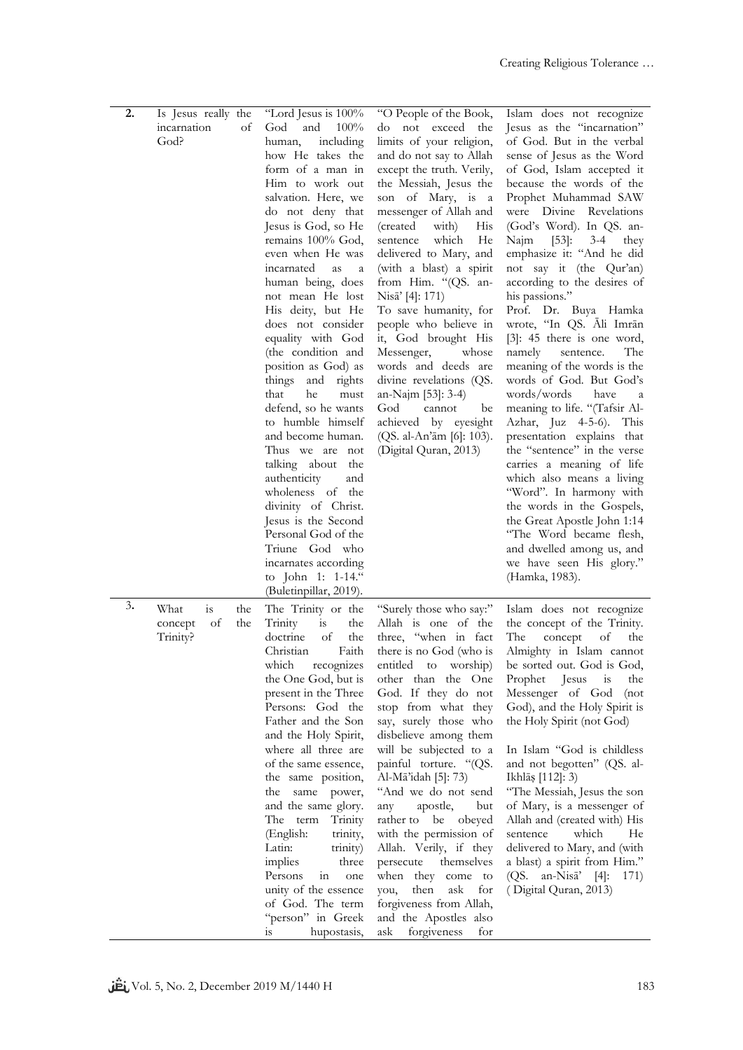| 2. | Is Jesus really the incarnation of God? | "Lord Jesus is 100% God and 100% human, including how He takes the form of a man in Him to work out salvation. Here, we do not deny that Jesus is God, so He remains 100% God, even when He was incarnated as a human being, does not mean He lost His deity, but He does not consider equality with God (the condition and position as God) as things and rights that he must defend, so he wants to humble himself and become human. Thus we are not talking about the authenticity and wholeness of the divinity of Christ. Jesus is the Second Personal God of the Triune God who incarnates according to John 1: 1-14." (Buletinpillar, 2019). | "O People of the Book, do not exceed the limits of your religion, and do not say to Allah except the truth. Verily, the Messiah, Jesus the son of Mary, is a messenger of Allah and (created with) His sentence which He delivered to Mary, and (with a blast) a spirit from Him. "(QS. an-Nisā' [4]: 171) To save humanity, for people who believe in it, God brought His Messenger, whose words and deeds are divine revelations (QS. an-Najm [53]: 3-4) God cannot be achieved by eyesight (QS. al-An'ām [6]: 103). (Digital Quran, 2013) | Islam does not recognize Jesus as the "incarnation" of God. But in the verbal sense of Jesus as the Word of God, Islam accepted it because the words of the Prophet Muhammad SAW were Divine Revelations (God's Word). In QS. an-Najm [53]: 3-4 they emphasize it: "And he did not say it (the Qur'an) according to the desires of his passions." Prof. Dr. Buya Hamka wrote, "In QS. Āli Imrān [3]: 45 there is one word, namely sentence. The meaning of the words is the words of God. But God's words/words have a meaning to life. "(Tafsir Al-Azhar, Juz 4-5-6). This presentation explains that the "sentence" in the verse carries a meaning of life which also means a living "Word". In harmony with the words in the Gospels, the Great Apostle John 1:14 "The Word became flesh, and dwelled among us, and we have seen His glory." (Hamka, 1983). |
|---|---|---|---|---|
| 3. | What is the concept of the Trinity? | The Trinity or the Trinity is the doctrine of the Christian Faith which recognizes the One God, but is present in the Three Persons: God the Father and the Son and the Holy Spirit, where all three are of the same essence, the same position, the same power, and the same glory. The term Trinity (English: trinity, Latin: trinity) implies three Persons in one unity of the essence of God. The term "person" in Greek is hupostasis, | "Surely those who say:" Allah is one of the three, "when in fact there is no God (who is entitled to worship) other than the One God. If they do not stop from what they say, surely those who disbelieve among them will be subjected to a painful torture. "(QS. Al-Mā'idah [5]: 73) "And we do not send any apostle, but rather to be obeyed with the permission of Allah. Verily, if they persecute themselves when they come to you, then ask for forgiveness from Allah, and the Apostles also ask forgiveness for | Islam does not recognize the concept of the Trinity. The concept of the Almighty in Islam cannot be sorted out. God is God, Prophet Jesus is the Messenger of God (not God), and the Holy Spirit is the Holy Spirit (not God)<br><br>In Islam "God is childless and not begotten" (QS. al-Ikhlāṣ [112]: 3) "The Messiah, Jesus the son of Mary, is a messenger of Allah and (created with) His sentence which He delivered to Mary, and (with a blast) a spirit from Him." (QS. an-Nisā' [4]: 171) ( Digital Quran, 2013) |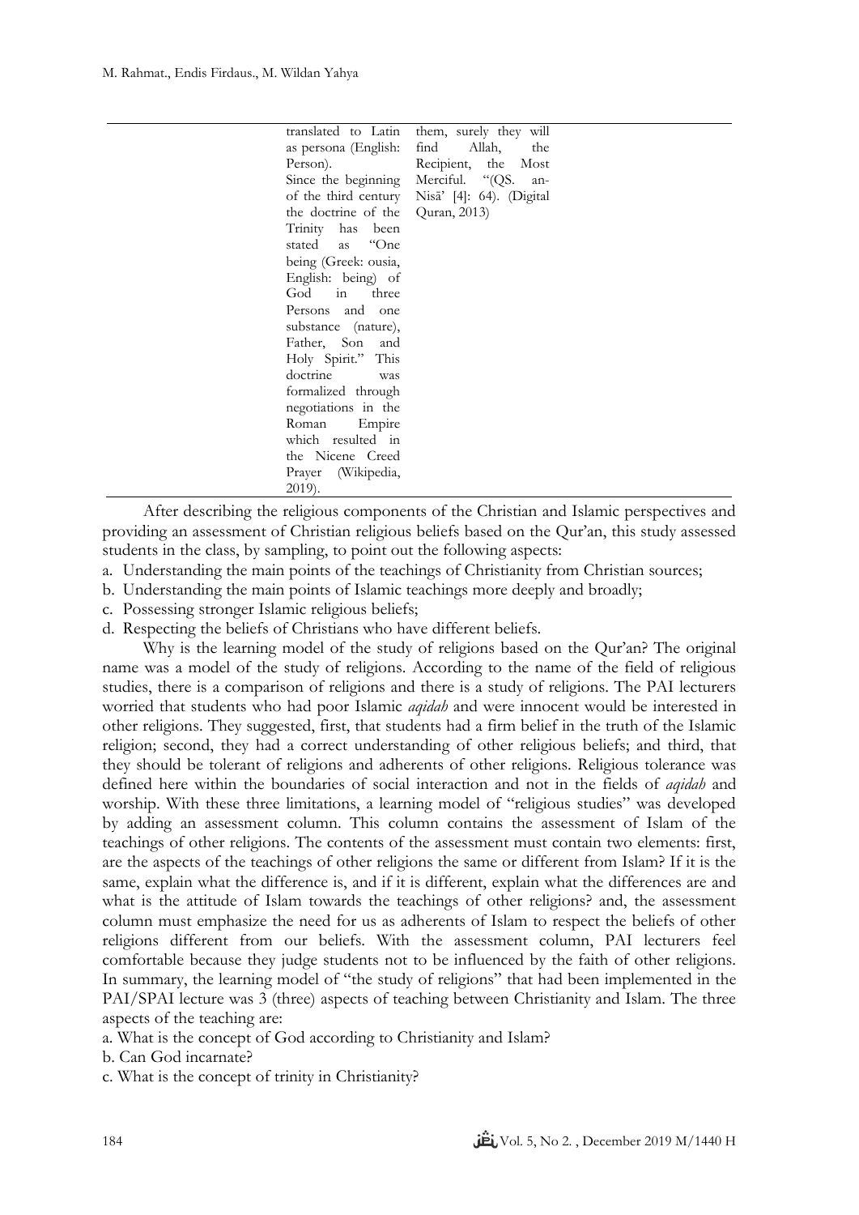| | | |
|---|---|---|
| | translated to Latin as persona (English: Person). Since the beginning of the third century the doctrine of the Trinity has been stated as "One being (Greek: ousia, English: being) of God in three Persons and one substance (nature), Father, Son and Holy Spirit." This doctrine was formalized through negotiations in the Roman Empire which resulted in the Nicene Creed Prayer (Wikipedia, 2019). | them, surely they will find Allah, the Recipient, the Most Merciful. "(QS. an-Nisā' [4]: 64). (Digital Quran, 2013) |

After describing the religious components of the Christian and Islamic perspectives and providing an assessment of Christian religious beliefs based on the Qur'an, this study assessed students in the class, by sampling, to point out the following aspects:

a. Understanding the main points of the teachings of Christianity from Christian sources;
b. Understanding the main points of Islamic teachings more deeply and broadly;
c. Possessing stronger Islamic religious beliefs;
d. Respecting the beliefs of Christians who have different beliefs.

Why is the learning model of the study of religions based on the Qur'an? The original name was a model of the study of religions. According to the name of the field of religious studies, there is a comparison of religions and there is a study of religions. The PAI lecturers worried that students who had poor Islamic *aqidah* and were innocent would be interested in other religions. They suggested, first, that students had a firm belief in the truth of the Islamic religion; second, they had a correct understanding of other religious beliefs; and third, that they should be tolerant of religions and adherents of other religions. Religious tolerance was defined here within the boundaries of social interaction and not in the fields of *aqidah* and worship. With these three limitations, a learning model of "religious studies" was developed by adding an assessment column. This column contains the assessment of Islam of the teachings of other religions. The contents of the assessment must contain two elements: first, are the aspects of the teachings of other religions the same or different from Islam? If it is the same, explain what the difference is, and if it is different, explain what the differences are and what is the attitude of Islam towards the teachings of other religions? and, the assessment column must emphasize the need for us as adherents of Islam to respect the beliefs of other religions different from our beliefs. With the assessment column, PAI lecturers feel comfortable because they judge students not to be influenced by the faith of other religions. In summary, the learning model of "the study of religions" that had been implemented in the PAI/SPAI lecture was 3 (three) aspects of teaching between Christianity and Islam. The three aspects of the teaching are:

a. What is the concept of God according to Christianity and Islam?
b. Can God incarnate?
c. What is the concept of trinity in Christianity?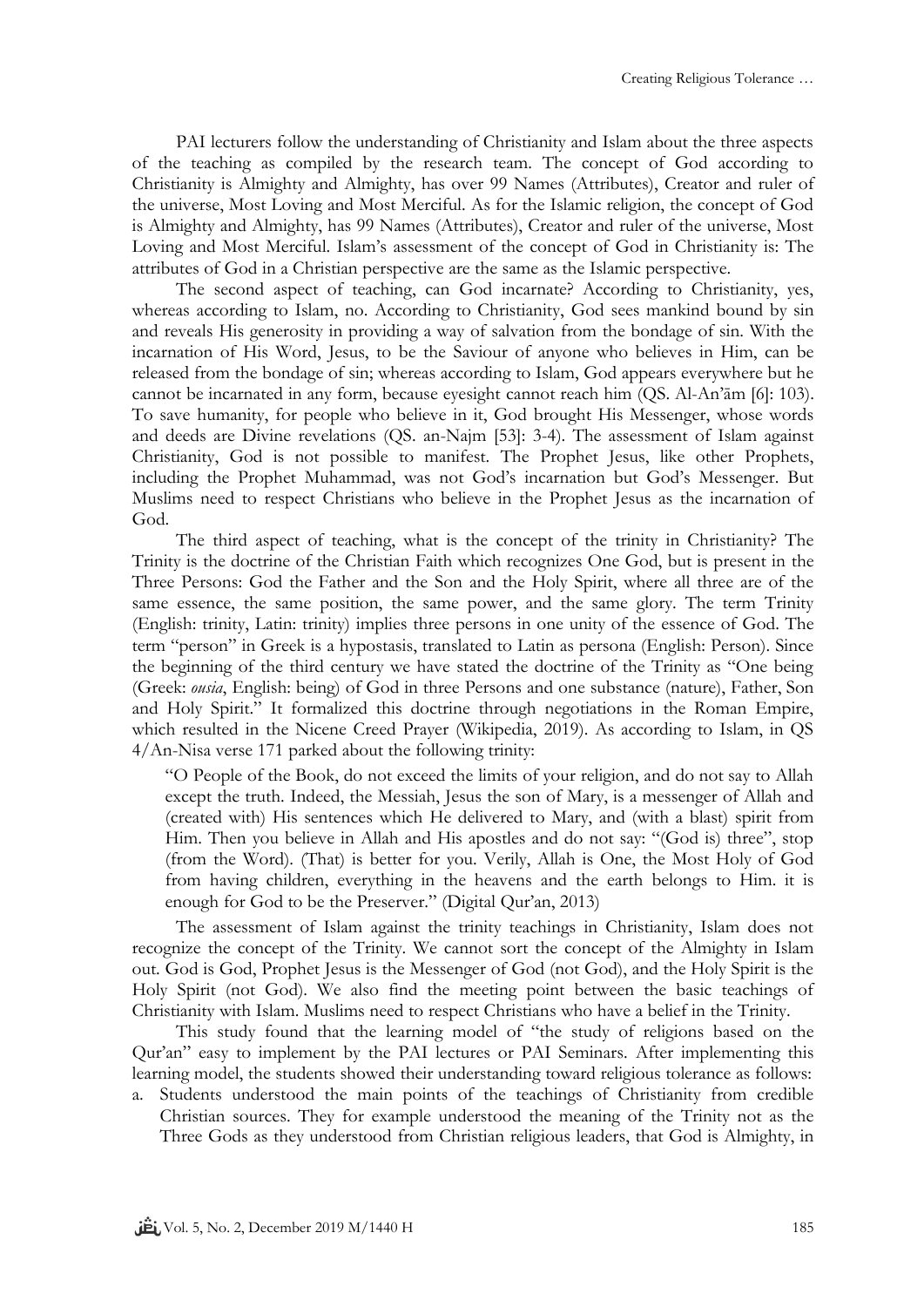PAI lecturers follow the understanding of Christianity and Islam about the three aspects of the teaching as compiled by the research team. The concept of God according to Christianity is Almighty and Almighty, has over 99 Names (Attributes), Creator and ruler of the universe, Most Loving and Most Merciful. As for the Islamic religion, the concept of God is Almighty and Almighty, has 99 Names (Attributes), Creator and ruler of the universe, Most Loving and Most Merciful. Islam's assessment of the concept of God in Christianity is: The attributes of God in a Christian perspective are the same as the Islamic perspective.

The second aspect of teaching, can God incarnate? According to Christianity, yes, whereas according to Islam, no. According to Christianity, God sees mankind bound by sin and reveals His generosity in providing a way of salvation from the bondage of sin. With the incarnation of His Word, Jesus, to be the Saviour of anyone who believes in Him, can be released from the bondage of sin; whereas according to Islam, God appears everywhere but he cannot be incarnated in any form, because eyesight cannot reach him (QS. Al-An'ām [6]: 103). To save humanity, for people who believe in it, God brought His Messenger, whose words and deeds are Divine revelations (QS. an-Najm [53]: 3-4). The assessment of Islam against Christianity, God is not possible to manifest. The Prophet Jesus, like other Prophets, including the Prophet Muhammad, was not God's incarnation but God's Messenger. But Muslims need to respect Christians who believe in the Prophet Jesus as the incarnation of God.

The third aspect of teaching, what is the concept of the trinity in Christianity? The Trinity is the doctrine of the Christian Faith which recognizes One God, but is present in the Three Persons: God the Father and the Son and the Holy Spirit, where all three are of the same essence, the same position, the same power, and the same glory. The term Trinity (English: trinity, Latin: trinity) implies three persons in one unity of the essence of God. The term "person" in Greek is a hypostasis, translated to Latin as persona (English: Person). Since the beginning of the third century we have stated the doctrine of the Trinity as "One being (Greek: *ousia*, English: being) of God in three Persons and one substance (nature), Father, Son and Holy Spirit." It formalized this doctrine through negotiations in the Roman Empire, which resulted in the Nicene Creed Prayer (Wikipedia, 2019). As according to Islam, in QS 4/An-Nisa verse 171 parked about the following trinity:

> "O People of the Book, do not exceed the limits of your religion, and do not say to Allah except the truth. Indeed, the Messiah, Jesus the son of Mary, is a messenger of Allah and (created with) His sentences which He delivered to Mary, and (with a blast) spirit from Him. Then you believe in Allah and His apostles and do not say: "(God is) three", stop (from the Word). (That) is better for you. Verily, Allah is One, the Most Holy of God from having children, everything in the heavens and the earth belongs to Him. it is enough for God to be the Preserver." (Digital Qur'an, 2013)

The assessment of Islam against the trinity teachings in Christianity, Islam does not recognize the concept of the Trinity. We cannot sort the concept of the Almighty in Islam out. God is God, Prophet Jesus is the Messenger of God (not God), and the Holy Spirit is the Holy Spirit (not God). We also find the meeting point between the basic teachings of Christianity with Islam. Muslims need to respect Christians who have a belief in the Trinity.

This study found that the learning model of "the study of religions based on the Qur'an" easy to implement by the PAI lectures or PAI Seminars. After implementing this learning model, the students showed their understanding toward religious tolerance as follows:

a. Students understood the main points of the teachings of Christianity from credible Christian sources. They for example understood the meaning of the Trinity not as the Three Gods as they understood from Christian religious leaders, that God is Almighty, in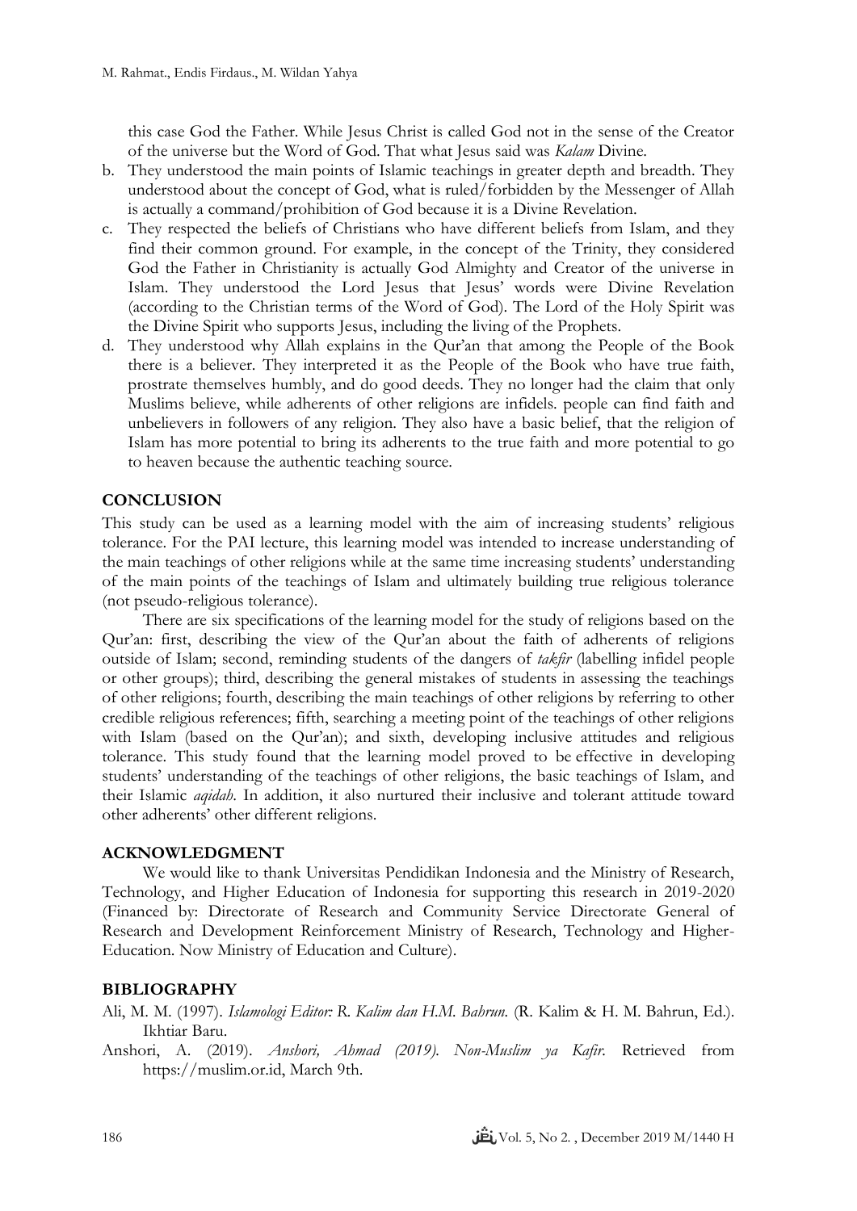this case God the Father. While Jesus Christ is called God not in the sense of the Creator of the universe but the Word of God. That what Jesus said was *Kalam* Divine.

b. They understood the main points of Islamic teachings in greater depth and breadth. They understood about the concept of God, what is ruled/forbidden by the Messenger of Allah is actually a command/prohibition of God because it is a Divine Revelation.
c. They respected the beliefs of Christians who have different beliefs from Islam, and they find their common ground. For example, in the concept of the Trinity, they considered God the Father in Christianity is actually God Almighty and Creator of the universe in Islam. They understood the Lord Jesus that Jesus' words were Divine Revelation (according to the Christian terms of the Word of God). The Lord of the Holy Spirit was the Divine Spirit who supports Jesus, including the living of the Prophets.
d. They understood why Allah explains in the Qur'an that among the People of the Book there is a believer. They interpreted it as the People of the Book who have true faith, prostrate themselves humbly, and do good deeds. They no longer had the claim that only Muslims believe, while adherents of other religions are infidels. people can find faith and unbelievers in followers of any religion. They also have a basic belief, that the religion of Islam has more potential to bring its adherents to the true faith and more potential to go to heaven because the authentic teaching source.

## CONCLUSION

This study can be used as a learning model with the aim of increasing students' religious tolerance. For the PAI lecture, this learning model was intended to increase understanding of the main teachings of other religions while at the same time increasing students' understanding of the main points of the teachings of Islam and ultimately building true religious tolerance (not pseudo-religious tolerance).

There are six specifications of the learning model for the study of religions based on the Qur'an: first, describing the view of the Qur'an about the faith of adherents of religions outside of Islam; second, reminding students of the dangers of *takfir* (labelling infidel people or other groups); third, describing the general mistakes of students in assessing the teachings of other religions; fourth, describing the main teachings of other religions by referring to other credible religious references; fifth, searching a meeting point of the teachings of other religions with Islam (based on the Qur'an); and sixth, developing inclusive attitudes and religious tolerance. This study found that the learning model proved to be effective in developing students' understanding of the teachings of other religions, the basic teachings of Islam, and their Islamic *aqidah*. In addition, it also nurtured their inclusive and tolerant attitude toward other adherents' other different religions.

## ACKNOWLEDGMENT

We would like to thank Universitas Pendidikan Indonesia and the Ministry of Research, Technology, and Higher Education of Indonesia for supporting this research in 2019-2020 (Financed by: Directorate of Research and Community Service Directorate General of Research and Development Reinforcement Ministry of Research, Technology and Higher-Education. Now Ministry of Education and Culture).

## BIBLIOGRAPHY

Ali, M. M. (1997). *Islamologi Editor: R. Kalim dan H.M. Bahrun.* (R. Kalim & H. M. Bahrun, Ed.). Ikhtiar Baru.

Anshori, A. (2019). *Anshori, Ahmad (2019). Non-Muslim ya Kafir.* Retrieved from https://muslim.or.id, March 9th.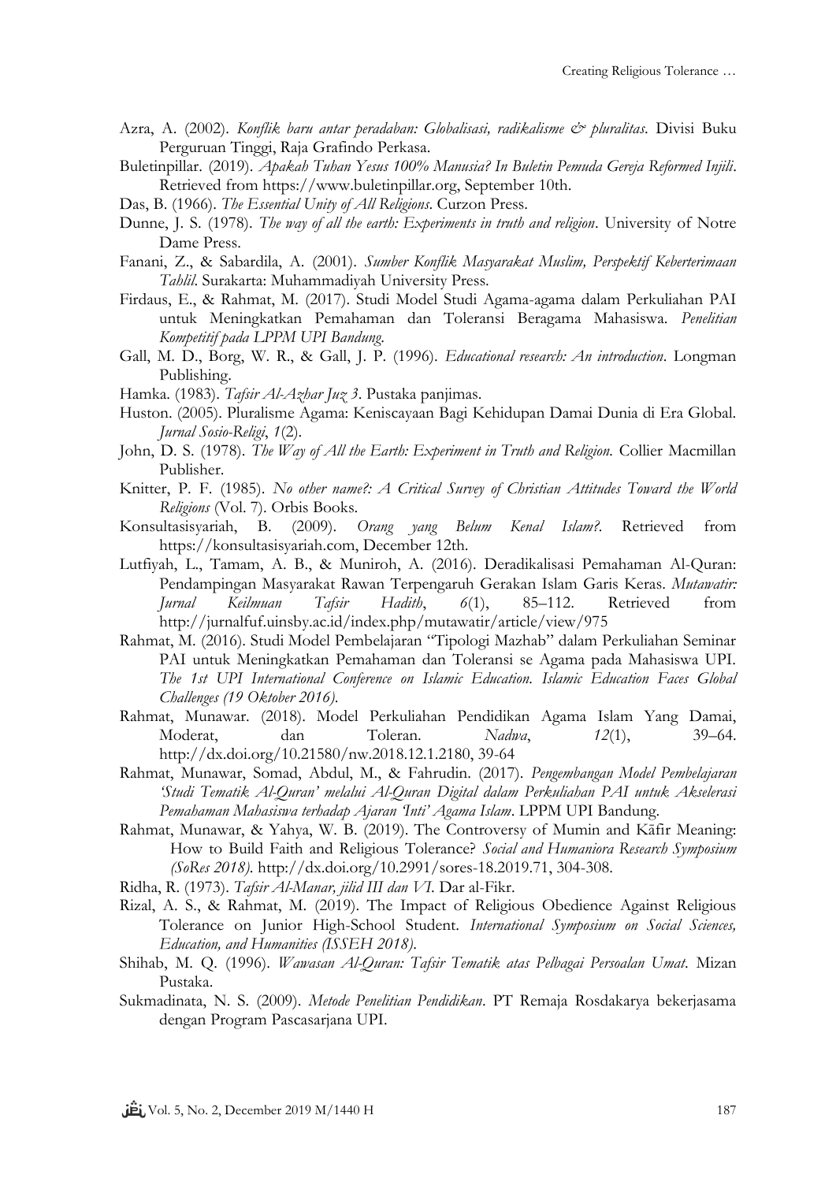Azra, A. (2002). *Konflik baru antar peradaban: Globalisasi, radikalisme & pluralitas*. Divisi Buku Perguruan Tinggi, Raja Grafindo Perkasa.

Buletinpillar. (2019). *Apakah Tuhan Yesus 100% Manusia? In Buletin Pemuda Gereja Reformed Injili*. Retrieved from https://www.buletinpillar.org, September 10th.

Das, B. (1966). *The Essential Unity of All Religions*. Curzon Press.

Dunne, J. S. (1978). *The way of all the earth: Experiments in truth and religion*. University of Notre Dame Press.

Fanani, Z., & Sabardila, A. (2001). *Sumber Konflik Masyarakat Muslim, Perspektif Keberterimaan Tahlil*. Surakarta: Muhammadiyah University Press.

Firdaus, E., & Rahmat, M. (2017). Studi Model Studi Agama-agama dalam Perkuliahan PAI untuk Meningkatkan Pemahaman dan Toleransi Beragama Mahasiswa. *Penelitian Kompetitif pada LPPM UPI Bandung*.

Gall, M. D., Borg, W. R., & Gall, J. P. (1996). *Educational research: An introduction*. Longman Publishing.

Hamka. (1983). *Tafsir Al-Azhar Juz 3*. Pustaka panjimas.

Huston. (2005). Pluralisme Agama: Keniscayaan Bagi Kehidupan Damai Dunia di Era Global. *Jurnal Sosio-Religi*, *1*(2).

John, D. S. (1978). *The Way of All the Earth: Experiment in Truth and Religion*. Collier Macmillan Publisher.

Knitter, P. F. (1985). *No other name?: A Critical Survey of Christian Attitudes Toward the World Religions* (Vol. 7). Orbis Books.

Konsultasisyariah, B. (2009). *Orang yang Belum Kenal Islam?*. Retrieved from https://konsultasisyariah.com, December 12th.

Lutfiyah, L., Tamam, A. B., & Muniroh, A. (2016). Deradikalisasi Pemahaman Al-Quran: Pendampingan Masyarakat Rawan Terpengaruh Gerakan Islam Garis Keras. *Mutawatir: Jurnal Keilmuan Tafsir Hadith*, *6*(1), 85–112. Retrieved from http://jurnalfuf.uinsby.ac.id/index.php/mutawatir/article/view/975

Rahmat, M. (2016). Studi Model Pembelajaran "Tipologi Mazhab" dalam Perkuliahan Seminar PAI untuk Meningkatkan Pemahaman dan Toleransi se Agama pada Mahasiswa UPI. *The 1st UPI International Conference on Islamic Education. Islamic Education Faces Global Challenges (19 Oktober 2016)*.

Rahmat, Munawar. (2018). Model Perkuliahan Pendidikan Agama Islam Yang Damai, Moderat, dan Toleran. *Nadwa*, *12*(1), 39–64. http://dx.doi.org/10.21580/nw.2018.12.1.2180, 39-64

Rahmat, Munawar, Somad, Abdul, M., & Fahrudin. (2017). *Pengembangan Model Pembelajaran 'Studi Tematik Al-Quran' melalui Al-Quran Digital dalam Perkuliahan PAI untuk Akselerasi Pemahaman Mahasiswa terhadap Ajaran 'Inti' Agama Islam*. LPPM UPI Bandung.

Rahmat, Munawar, & Yahya, W. B. (2019). The Controversy of Mumin and Kāfir Meaning: How to Build Faith and Religious Tolerance? *Social and Humaniora Research Symposium (SoRes 2018)*. http://dx.doi.org/10.2991/sores-18.2019.71, 304-308.

Ridha, R. (1973). *Tafsir Al-Manar, jilid III dan VI*. Dar al-Fikr.

Rizal, A. S., & Rahmat, M. (2019). The Impact of Religious Obedience Against Religious Tolerance on Junior High-School Student. *International Symposium on Social Sciences, Education, and Humanities (ISSEH 2018)*.

Shihab, M. Q. (1996). *Wawasan Al-Quran: Tafsir Tematik atas Pelbagai Persoalan Umat*. Mizan Pustaka.

Sukmadinata, N. S. (2009). *Metode Penelitian Pendidikan*. PT Remaja Rosdakarya bekerjasama dengan Program Pascasarjana UPI.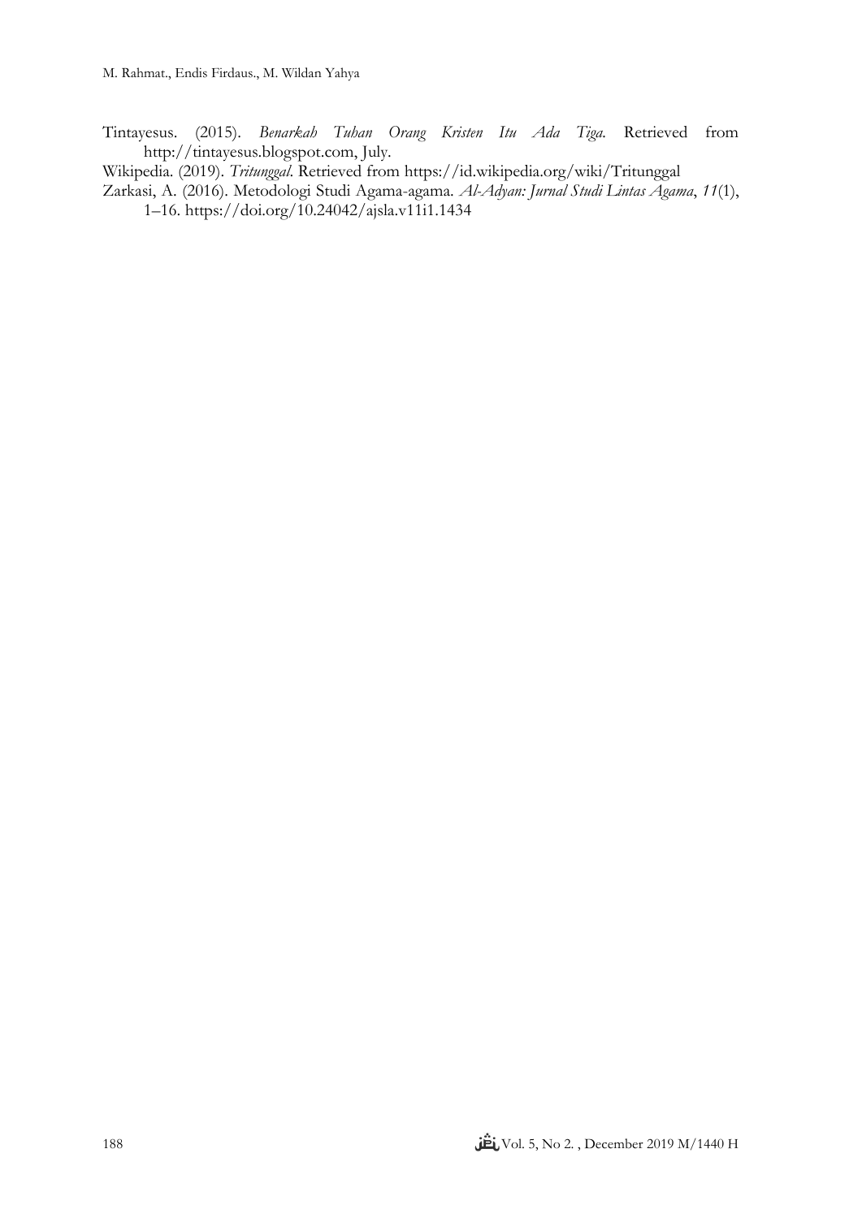Tintayesus. (2015). *Benarkah Tuhan Orang Kristen Itu Ada Tiga.* Retrieved from http://tintayesus.blogspot.com, July.

Wikipedia. (2019). *Tritunggal.* Retrieved from https://id.wikipedia.org/wiki/Tritunggal

Zarkasi, A. (2016). Metodologi Studi Agama-agama. *Al-Adyan: Jurnal Studi Lintas Agama*, *11*(1), 1–16. https://doi.org/10.24042/ajsla.v11i1.1434